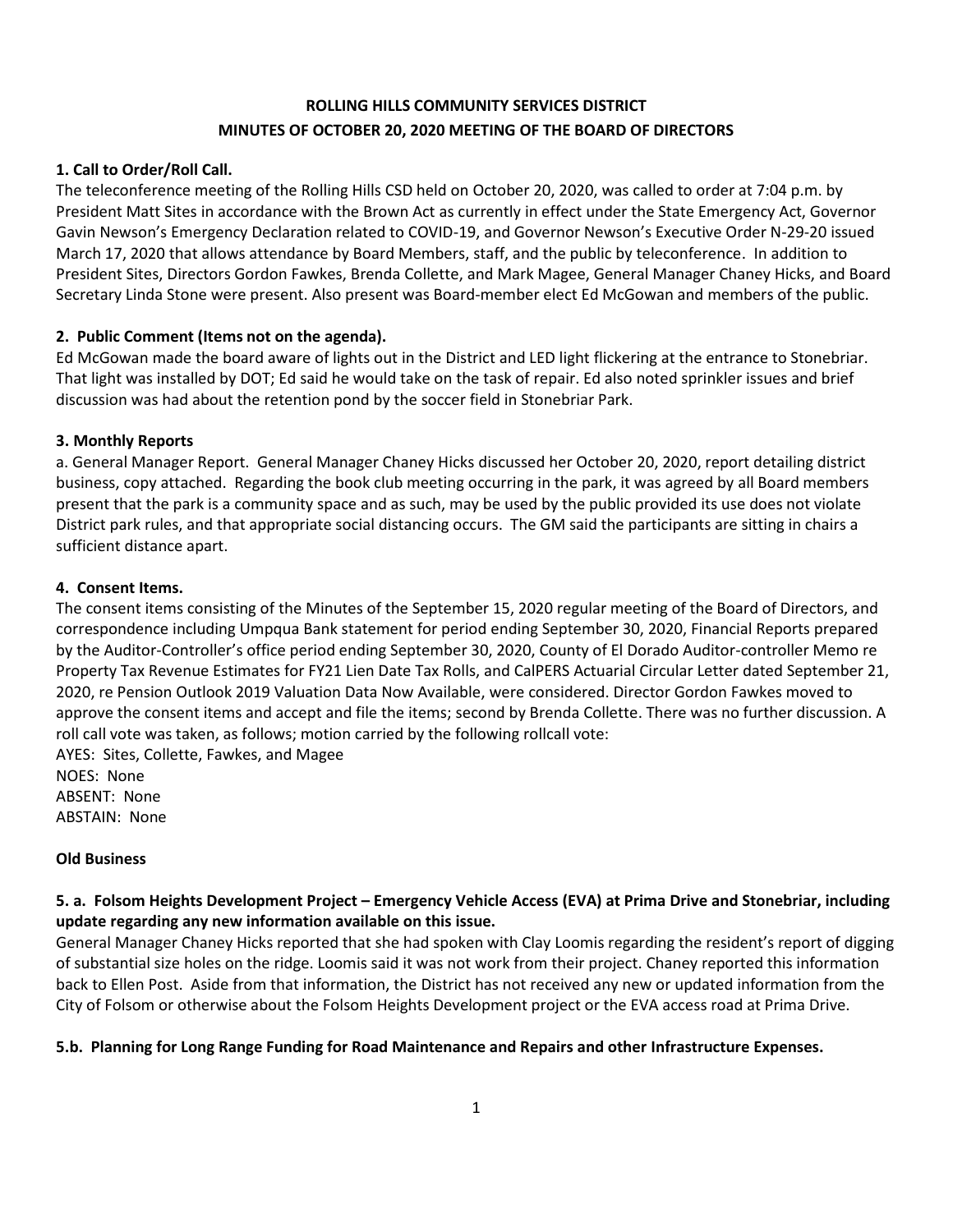**ROLLING HILLS COMMUNITY SERVICES DISTRICT**
**MINUTES OF OCTOBER 20, 2020 MEETING OF THE BOARD OF DIRECTORS**

**1. Call to Order/Roll Call.**

The teleconference meeting of the Rolling Hills CSD held on October 20, 2020, was called to order at 7:04 p.m. by President Matt Sites in accordance with the Brown Act as currently in effect under the State Emergency Act, Governor Gavin Newson's Emergency Declaration related to COVID-19, and Governor Newson's Executive Order N-29-20 issued March 17, 2020 that allows attendance by Board Members, staff, and the public by teleconference. In addition to President Sites, Directors Gordon Fawkes, Brenda Collette, and Mark Magee, General Manager Chaney Hicks, and Board Secretary Linda Stone were present. Also present was Board-member elect Ed McGowan and members of the public.

**2. Public Comment (Items not on the agenda).**

Ed McGowan made the board aware of lights out in the District and LED light flickering at the entrance to Stonebriar. That light was installed by DOT; Ed said he would take on the task of repair. Ed also noted sprinkler issues and brief discussion was had about the retention pond by the soccer field in Stonebriar Park.

**3. Monthly Reports**

a. General Manager Report. General Manager Chaney Hicks discussed her October 20, 2020, report detailing district business, copy attached. Regarding the book club meeting occurring in the park, it was agreed by all Board members present that the park is a community space and as such, may be used by the public provided its use does not violate District park rules, and that appropriate social distancing occurs. The GM said the participants are sitting in chairs a sufficient distance apart.

**4. Consent Items.**

The consent items consisting of the Minutes of the September 15, 2020 regular meeting of the Board of Directors, and correspondence including Umpqua Bank statement for period ending September 30, 2020, Financial Reports prepared by the Auditor-Controller's office period ending September 30, 2020, County of El Dorado Auditor-controller Memo re Property Tax Revenue Estimates for FY21 Lien Date Tax Rolls, and CalPERS Actuarial Circular Letter dated September 21, 2020, re Pension Outlook 2019 Valuation Data Now Available, were considered. Director Gordon Fawkes moved to approve the consent items and accept and file the items; second by Brenda Collette. There was no further discussion. A roll call vote was taken, as follows; motion carried by the following rollcall vote:

AYES: Sites, Collette, Fawkes, and Magee
NOES: None
ABSENT: None
ABSTAIN: None

**Old Business**

**5. a. Folsom Heights Development Project – Emergency Vehicle Access (EVA) at Prima Drive and Stonebriar, including update regarding any new information available on this issue.**

General Manager Chaney Hicks reported that she had spoken with Clay Loomis regarding the resident's report of digging of substantial size holes on the ridge. Loomis said it was not work from their project. Chaney reported this information back to Ellen Post. Aside from that information, the District has not received any new or updated information from the City of Folsom or otherwise about the Folsom Heights Development project or the EVA access road at Prima Drive.

**5.b. Planning for Long Range Funding for Road Maintenance and Repairs and other Infrastructure Expenses.**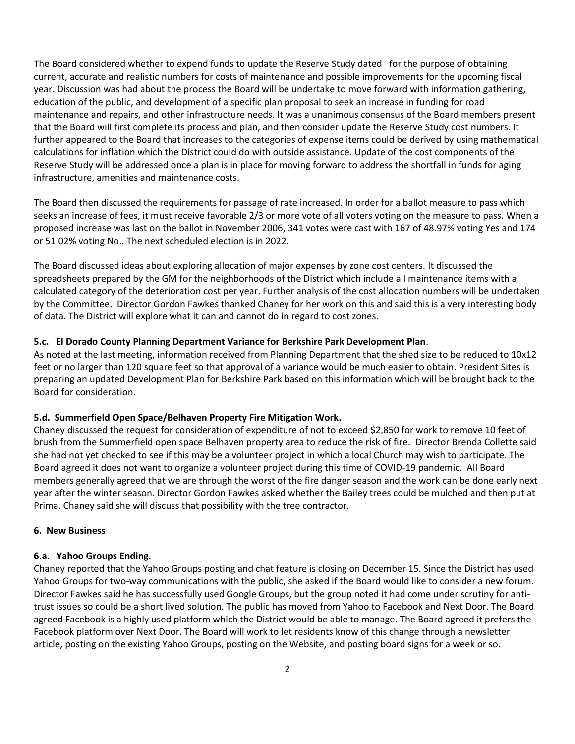The Board considered whether to expend funds to update the Reserve Study dated  for the purpose of obtaining current, accurate and realistic numbers for costs of maintenance and possible improvements for the upcoming fiscal year. Discussion was had about the process the Board will be undertake to move forward with information gathering, education of the public, and development of a specific plan proposal to seek an increase in funding for road maintenance and repairs, and other infrastructure needs. It was a unanimous consensus of the Board members present that the Board will first complete its process and plan, and then consider update the Reserve Study cost numbers. It further appeared to the Board that increases to the categories of expense items could be derived by using mathematical calculations for inflation which the District could do with outside assistance. Update of the cost components of the Reserve Study will be addressed once a plan is in place for moving forward to address the shortfall in funds for aging infrastructure, amenities and maintenance costs.

The Board then discussed the requirements for passage of rate increased. In order for a ballot measure to pass which seeks an increase of fees, it must receive favorable 2/3 or more vote of all voters voting on the measure to pass. When a proposed increase was last on the ballot in November 2006, 341 votes were cast with 167 of 48.97% voting Yes and 174 or 51.02% voting No.. The next scheduled election is in 2022.

The Board discussed ideas about exploring allocation of major expenses by zone cost centers. It discussed the spreadsheets prepared by the GM for the neighborhoods of the District which include all maintenance items with a calculated category of the deterioration cost per year. Further analysis of the cost allocation numbers will be undertaken by the Committee. Director Gordon Fawkes thanked Chaney for her work on this and said this is a very interesting body of data. The District will explore what it can and cannot do in regard to cost zones.

**5.c. El Dorado County Planning Department Variance for Berkshire Park Development Plan**.

As noted at the last meeting, information received from Planning Department that the shed size to be reduced to 10x12 feet or no larger than 120 square feet so that approval of a variance would be much easier to obtain. President Sites is preparing an updated Development Plan for Berkshire Park based on this information which will be brought back to the Board for consideration.

**5.d. Summerfield Open Space/Belhaven Property Fire Mitigation Work.**

Chaney discussed the request for consideration of expenditure of not to exceed $2,850 for work to remove 10 feet of brush from the Summerfield open space Belhaven property area to reduce the risk of fire. Director Brenda Collette said she had not yet checked to see if this may be a volunteer project in which a local Church may wish to participate. The Board agreed it does not want to organize a volunteer project during this time of COVID-19 pandemic. All Board members generally agreed that we are through the worst of the fire danger season and the work can be done early next year after the winter season. Director Gordon Fawkes asked whether the Bailey trees could be mulched and then put at Prima. Chaney said she will discuss that possibility with the tree contractor.

**6. New Business**

**6.a. Yahoo Groups Ending.**

Chaney reported that the Yahoo Groups posting and chat feature is closing on December 15. Since the District has used Yahoo Groups for two-way communications with the public, she asked if the Board would like to consider a new forum. Director Fawkes said he has successfully used Google Groups, but the group noted it had come under scrutiny for anti-trust issues so could be a short lived solution. The public has moved from Yahoo to Facebook and Next Door. The Board agreed Facebook is a highly used platform which the District would be able to manage. The Board agreed it prefers the Facebook platform over Next Door. The Board will work to let residents know of this change through a newsletter article, posting on the existing Yahoo Groups, posting on the Website, and posting board signs for a week or so.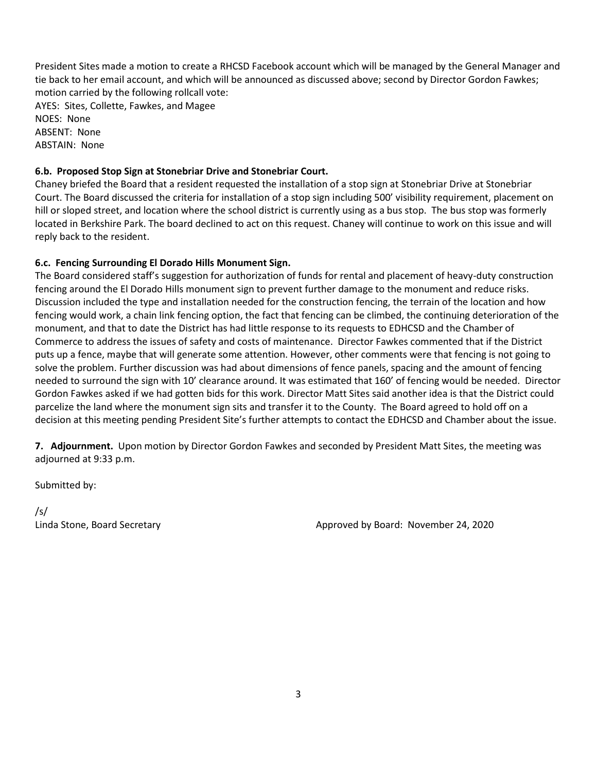President Sites made a motion to create a RHCSD Facebook account which will be managed by the General Manager and tie back to her email account, and which will be announced as discussed above; second by Director Gordon Fawkes; motion carried by the following rollcall vote:

AYES: Sites, Collette, Fawkes, and Magee
NOES: None
ABSENT: None
ABSTAIN: None

**6.b. Proposed Stop Sign at Stonebriar Drive and Stonebriar Court.**

Chaney briefed the Board that a resident requested the installation of a stop sign at Stonebriar Drive at Stonebriar Court. The Board discussed the criteria for installation of a stop sign including 500' visibility requirement, placement on hill or sloped street, and location where the school district is currently using as a bus stop. The bus stop was formerly located in Berkshire Park. The board declined to act on this request. Chaney will continue to work on this issue and will reply back to the resident.

**6.c. Fencing Surrounding El Dorado Hills Monument Sign.**

The Board considered staff's suggestion for authorization of funds for rental and placement of heavy-duty construction fencing around the El Dorado Hills monument sign to prevent further damage to the monument and reduce risks. Discussion included the type and installation needed for the construction fencing, the terrain of the location and how fencing would work, a chain link fencing option, the fact that fencing can be climbed, the continuing deterioration of the monument, and that to date the District has had little response to its requests to EDHCSD and the Chamber of Commerce to address the issues of safety and costs of maintenance. Director Fawkes commented that if the District puts up a fence, maybe that will generate some attention. However, other comments were that fencing is not going to solve the problem. Further discussion was had about dimensions of fence panels, spacing and the amount of fencing needed to surround the sign with 10' clearance around. It was estimated that 160' of fencing would be needed. Director Gordon Fawkes asked if we had gotten bids for this work. Director Matt Sites said another idea is that the District could parcelize the land where the monument sign sits and transfer it to the County. The Board agreed to hold off on a decision at this meeting pending President Site's further attempts to contact the EDHCSD and Chamber about the issue.

**7. Adjournment.** Upon motion by Director Gordon Fawkes and seconded by President Matt Sites, the meeting was adjourned at 9:33 p.m.

Submitted by:

/s/
Linda Stone, Board Secretary

Approved by Board: November 24, 2020